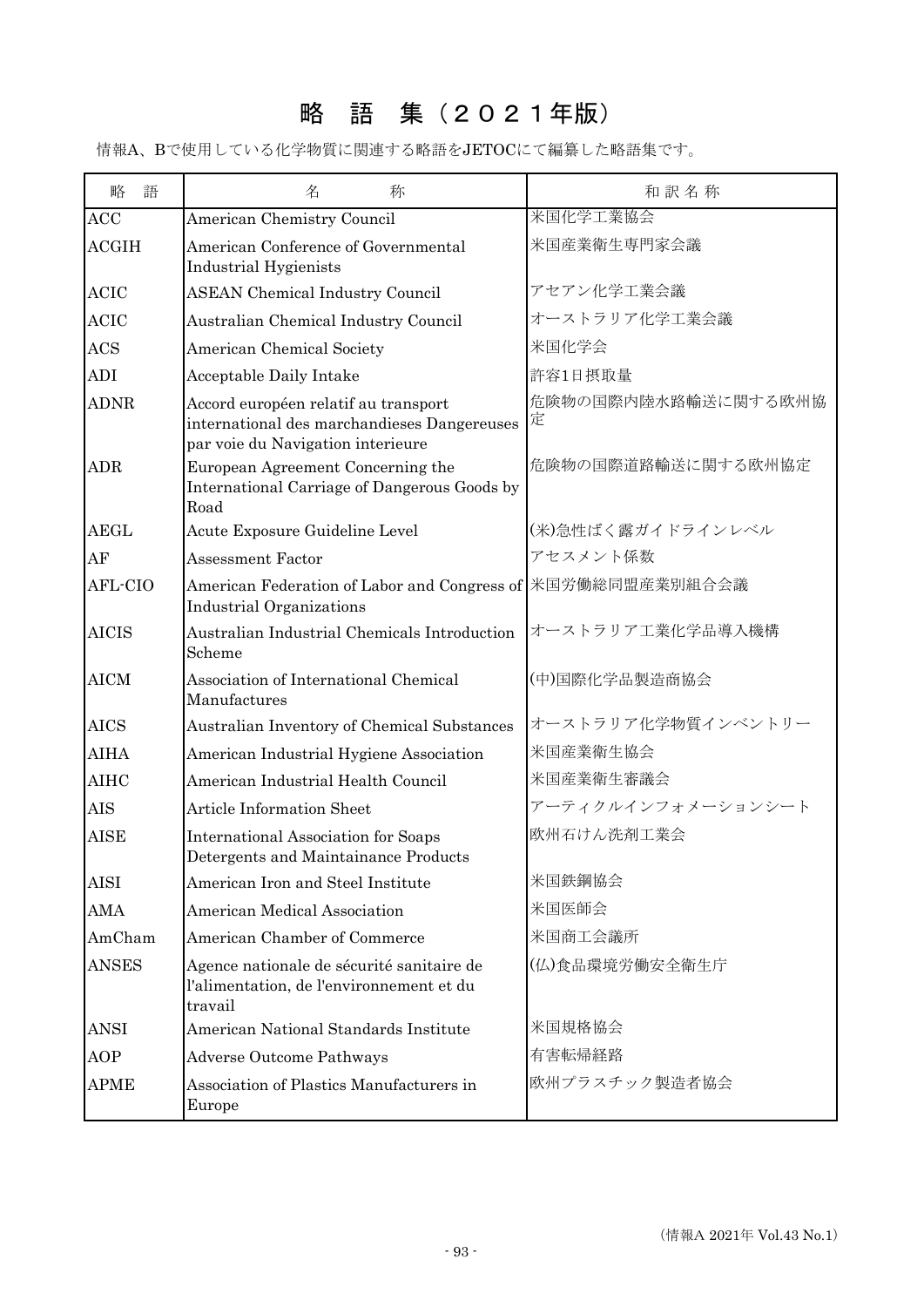# 略　語　集（２０２１年版）

情報A、Bで使用している化学物質に関連する略語をJETOCにて編纂した略語集です。

| 略　語 | 名　　　称 | 和 訳 名 称 |
|---|---|---|
| ACC | American Chemistry Council | 米国化学工業協会 |
| ACGIH | American Conference of Governmental Industrial Hygienists | 米国産業衛生専門家会議 |
| ACIC | ASEAN Chemical Industry Council | アセアン化学工業会議 |
| ACIC | Australian Chemical Industry Council | オーストラリア化学工業会議 |
| ACS | American Chemical Society | 米国化学会 |
| ADI | Acceptable Daily Intake | 許容1日摂取量 |
| ADNR | Accord européen relatif au transport international des marchandieses Dangereuses par voie du Navigation interieure | 危険物の国際内陸水路輸送に関する欧州協定 |
| ADR | European Agreement Concerning the International Carriage of Dangerous Goods by Road | 危険物の国際道路輸送に関する欧州協定 |
| AEGL | Acute Exposure Guideline Level | (米)急性ばく露ガイドラインレベル |
| AF | Assessment Factor | アセスメント係数 |
| AFL-CIO | American Federation of Labor and Congress of Industrial Organizations | 米国労働総同盟産業別組合会議 |
| AICIS | Australian Industrial Chemicals Introduction Scheme | オーストラリア工業化学品導入機構 |
| AICM | Association of International Chemical Manufactures | (中)国際化学品製造商協会 |
| AICS | Australian Inventory of Chemical Substances | オーストラリア化学物質インベントリー |
| AIHA | American Industrial Hygiene Association | 米国産業衛生協会 |
| AIHC | American Industrial Health Council | 米国産業衛生審議会 |
| AIS | Article Information Sheet | アーティクルインフォメーションシート |
| AISE | International Association for Soaps Detergents and Maintainance Products | 欧州石けん洗剤工業会 |
| AISI | American Iron and Steel Institute | 米国鉄鋼協会 |
| AMA | American Medical Association | 米国医師会 |
| AmCham | American Chamber of Commerce | 米国商工会議所 |
| ANSES | Agence nationale de sécurité sanitaire de l'alimentation, de l'environnement et du travail | (仏)食品環境労働安全衛生庁 |
| ANSI | American National Standards Institute | 米国規格協会 |
| AOP | Adverse Outcome Pathways | 有害転帰経路 |
| APME | Association of Plastics Manufacturers in Europe | 欧州プラスチック製造者協会 |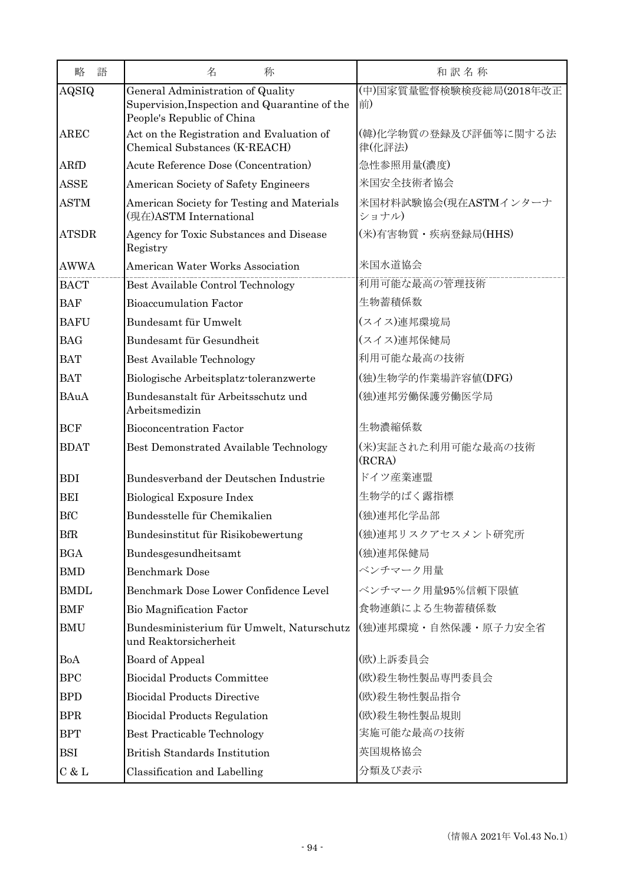| 略　語 | 名　　　称 | 和 訳 名 称 |
|---|---|---|
| AQSIQ | General Administration of Quality Supervision,Inspection and Quarantine of the People's Republic of China | (中)国家質量監督検験検疫総局(2018年改正前) |
| AREC | Act on the Registration and Evaluation of Chemical Substances (K-REACH) | (韓)化学物質の登録及び評価等に関する法律(化評法) |
| ARfD | Acute Reference Dose (Concentration) | 急性参照用量(濃度) |
| ASSE | American Society of Safety Engineers | 米国安全技術者協会 |
| ASTM | American Society for Testing and Materials (現在)ASTM International | 米国材料試験協会(現在ASTMインターナショナル) |
| ATSDR | Agency for Toxic Substances and Disease Registry | (米)有害物質・疾病登録局(HHS) |
| AWWA | American Water Works Association | 米国水道協会 |
| BACT | Best Available Control Technology | 利用可能な最高の管理技術 |
| BAF | Bioaccumulation Factor | 生物蓄積係数 |
| BAFU | Bundesamt für Umwelt | (スイス)連邦環境局 |
| BAG | Bundesamt für Gesundheit | (スイス)連邦保健局 |
| BAT | Best Available Technology | 利用可能な最高の技術 |
| BAT | Biologische Arbeitsplatz-toleranzwerte | (独)生物学的作業場許容値(DFG) |
| BAuA | Bundesanstalt für Arbeitsschutz und Arbeitsmedizin | (独)連邦労働保護労働医学局 |
| BCF | Bioconcentration Factor | 生物濃縮係数 |
| BDAT | Best Demonstrated Available Technology | (米)実証された利用可能な最高の技術(RCRA) |
| BDI | Bundesverband der Deutschen Industrie | ドイツ産業連盟 |
| BEI | Biological Exposure Index | 生物学的ばく露指標 |
| BfC | Bundesstelle für Chemikalien | (独)連邦化学品部 |
| BfR | Bundesinstitut für Risikobewertung | (独)連邦リスクアセスメント研究所 |
| BGA | Bundesgesundheitsamt | (独)連邦保健局 |
| BMD | Benchmark Dose | ベンチマーク用量 |
| BMDL | Benchmark Dose Lower Confidence Level | ベンチマーク用量95%信頼下限値 |
| BMF | Bio Magnification Factor | 食物連鎖による生物蓄積係数 |
| BMU | Bundesministerium für Umwelt, Naturschutz und Reaktorsicherheit | (独)連邦環境・自然保護・原子力安全省 |
| BoA | Board of Appeal | (欧)上訴委員会 |
| BPC | Biocidal Products Committee | (欧)殺生物性製品専門委員会 |
| BPD | Biocidal Products Directive | (欧)殺生物性製品指令 |
| BPR | Biocidal Products Regulation | (欧)殺生物性製品規則 |
| BPT | Best Practicable Technology | 実施可能な最高の技術 |
| BSI | British Standards Institution | 英国規格協会 |
| C & L | Classification and Labelling | 分類及び表示 |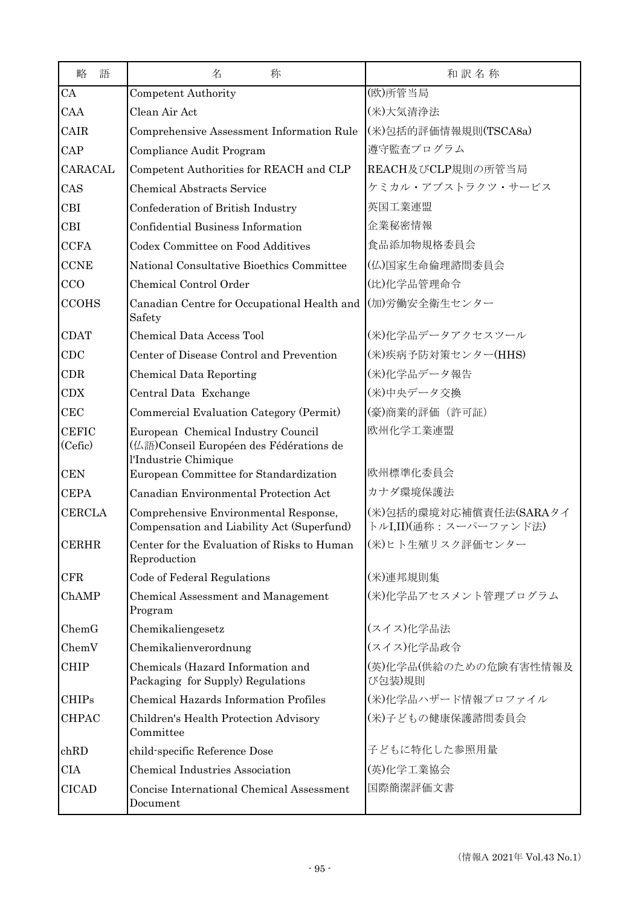| 略　語 | 名　　　称 | 和 訳 名 称 |
| --- | --- | --- |
| CA | Competent Authority | (欧)所管当局 |
| CAA | Clean Air Act | (米)大気清浄法 |
| CAIR | Comprehensive Assessment Information Rule | (米)包括的評価情報規則(TSCA8a) |
| CAP | Compliance Audit Program | 遵守監査プログラム |
| CARACAL | Competent Authorities for REACH and CLP | REACH及びCLP規則の所管当局 |
| CAS | Chemical Abstracts Service | ケミカル・アブストラクツ・サービス |
| CBI | Confederation of British Industry | 英国工業連盟 |
| CBI | Confidential Business Information | 企業秘密情報 |
| CCFA | Codex Committee on Food Additives | 食品添加物規格委員会 |
| CCNE | National Consultative Bioethics Committee | (仏)国家生命倫理諮問委員会 |
| CCO | Chemical Control Order | (比)化学品管理命令 |
| CCOHS | Canadian Centre for Occupational Health and Safety | (加)労働安全衛生センター |
| CDAT | Chemical Data Access Tool | (米)化学品データアクセスツール |
| CDC | Center of Disease Control and Prevention | (米)疾病予防対策センター(HHS) |
| CDR | Chemical Data Reporting | (米)化学品データ報告 |
| CDX | Central Data Exchange | (米)中央データ交換 |
| CEC | Commercial Evaluation Category (Permit) | (豪)商業的評価（許可証） |
| CEFIC (Cefic) | European Chemical Industry Council (仏語)Conseil Européen des Fédérations de l'Industrie Chimique | 欧州化学工業連盟 |
| CEN | European Committee for Standardization | 欧州標準化委員会 |
| CEPA | Canadian Environmental Protection Act | カナダ環境保護法 |
| CERCLA | Comprehensive Environmental Response, Compensation and Liability Act (Superfund) | (米)包括的環境対応補償責任法(SARAタイトルI,II)(通称：スーパーファンド法) |
| CERHR | Center for the Evaluation of Risks to Human Reproduction | (米)ヒト生殖リスク評価センター |
| CFR | Code of Federal Regulations | (米)連邦規則集 |
| ChAMP | Chemical Assessment and Management Program | (米)化学品アセスメント管理プログラム |
| ChemG | Chemikaliengesetz | (スイス)化学品法 |
| ChemV | Chemikalienverordnung | (スイス)化学品政令 |
| CHIP | Chemicals (Hazard Information and Packaging for Supply) Regulations | (英)化学品(供給のための危険有害性情報及び包装)規則 |
| CHIPs | Chemical Hazards Information Profiles | (米)化学品ハザード情報プロファイル |
| CHPAC | Children's Health Protection Advisory Committee | (米)子どもの健康保護諮問委員会 |
| chRD | child-specific Reference Dose | 子どもに特化した参照用量 |
| CIA | Chemical Industries Association | (英)化学工業協会 |
| CICAD | Concise International Chemical Assessment Document | 国際簡潔評価文書 |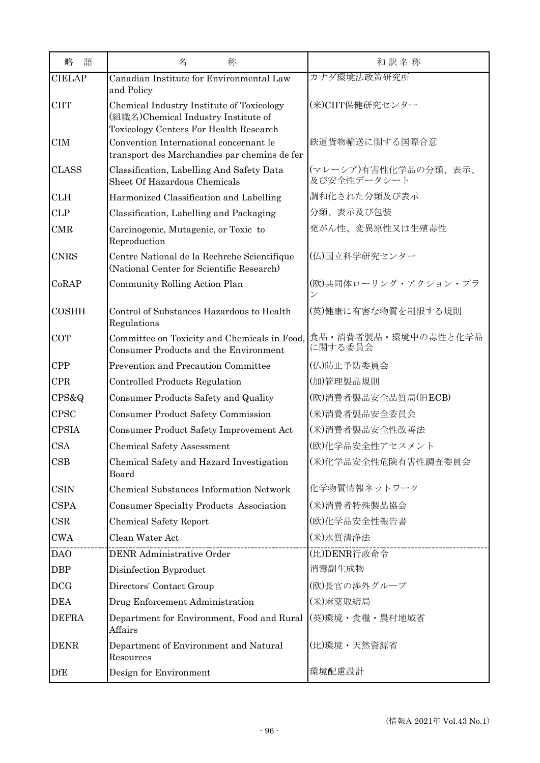| 略　語 | 名　　　称 | 和 訳 名 称 |
| --- | --- | --- |
| CIELAP | Canadian Institute for Environmental Law and Policy | カナダ環境法政策研究所 |
| CIIT | Chemical Industry Institute of Toxicology (組織名)Chemical Industry Institute of Toxicology Centers For Health Research | (米)CIIT保健研究センター |
| CIM | Convention International concernant le transport des Marchandies par chemins de fer | 鉄道貨物輸送に関する国際合意 |
| CLASS | Classification, Labelling And Safety Data Sheet Of Hazardous Chemicals | (マレーシア)有害性化学品の分類、表示、及び安全性データシート |
| CLH | Harmonized Classification and Labelling | 調和化された分類及び表示 |
| CLP | Classification, Labelling and Packaging | 分類、表示及び包装 |
| CMR | Carcinogenic, Mutagenic, or Toxic to Reproduction | 発がん性、変異原性又は生殖毒性 |
| CNRS | Centre National de la Rechrche Scientifique (National Center for Scientific Research) | (仏)国立科学研究センター |
| CoRAP | Community Rolling Action Plan | (欧)共同体ローリング・アクション・プラン |
| COSHH | Control of Substances Hazardous to Health Regulations | (英)健康に有害な物質を制限する規則 |
| COT | Committee on Toxicity and Chemicals in Food, Consumer Products and the Environment | 食品・消費者製品・環境中の毒性と化学品に関する委員会 |
| CPP | Prevention and Precaution Committee | (仏)防止予防委員会 |
| CPR | Controlled Products Regulation | (加)管理製品規則 |
| CPS&Q | Consumer Products Safety and Quality | (欧)消費者製品安全品質局(旧ECB) |
| CPSC | Consumer Product Safety Commission | (米)消費者製品安全委員会 |
| CPSIA | Consumer Product Safety Improvement Act | (米)消費者製品安全性改善法 |
| CSA | Chemical Safety Assessment | (欧)化学品安全性アセスメント |
| CSB | Chemical Safety and Hazard Investigation Board | (米)化学品安全性危険有害性調査委員会 |
| CSIN | Chemical Substances Information Network | 化学物質情報ネットワーク |
| CSPA | Consumer Specialty Products Association | (米)消費者特殊製品協会 |
| CSR | Chemical Safety Report | (欧)化学品安全性報告書 |
| CWA | Clean Water Act | (米)水質清浄法 |
| DAO | DENR Administrative Order | (比)DENR行政命令 |
| DBP | Disinfection Byproduct | 消毒副生成物 |
| DCG | Directors' Contact Group | (欧)長官の渉外グループ |
| DEA | Drug Enforcement Administration | (米)麻薬取締局 |
| DEFRA | Department for Environment, Food and Rural Affairs | (英)環境・食糧・農村地域省 |
| DENR | Department of Environment and Natural Resources | (比)環境・天然資源省 |
| DfE | Design for Environment | 環境配慮設計 |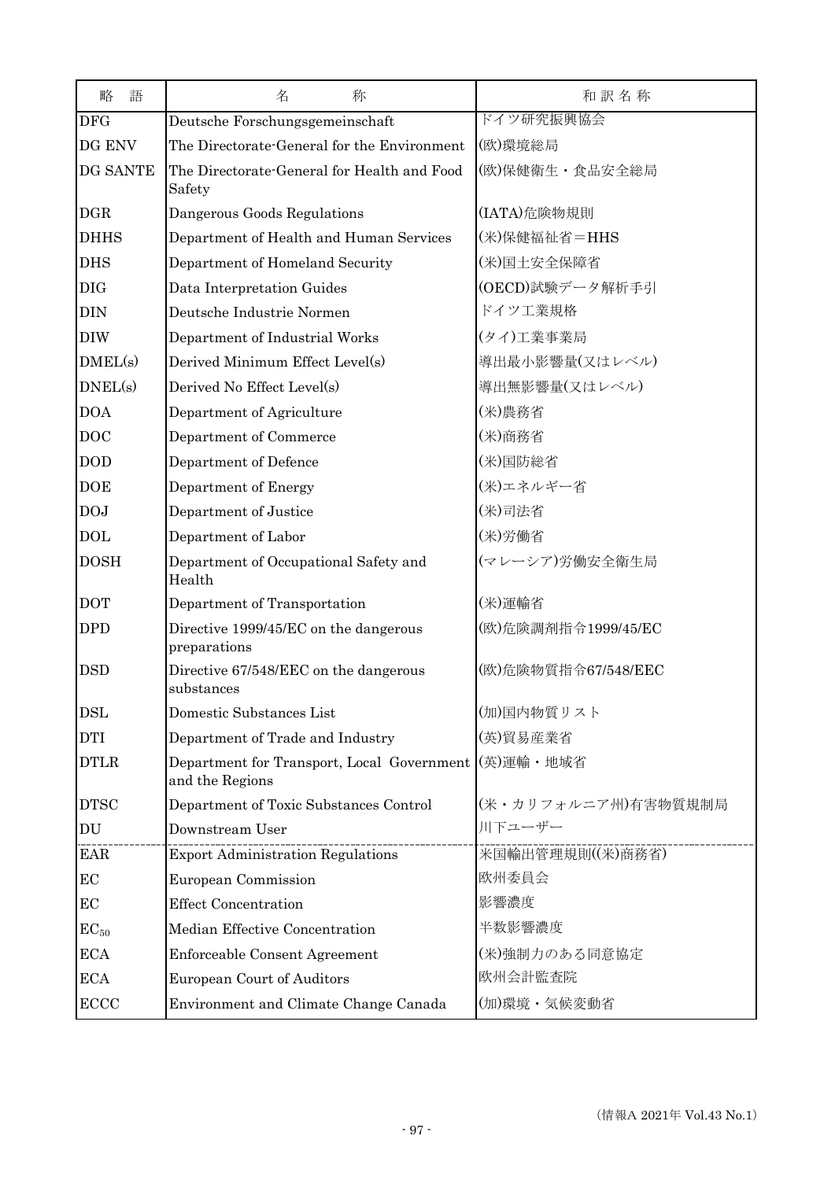| 略　語 | 名　　　称 | 和 訳 名 称 |
|---|---|---|
| DFG | Deutsche Forschungsgemeinschaft | ドイツ研究振興協会 |
| DG ENV | The Directorate-General for the Environment | (欧)環境総局 |
| DG SANTE | The Directorate-General for Health and Food Safety | (欧)保健衛生・食品安全総局 |
| DGR | Dangerous Goods Regulations | (IATA)危険物規則 |
| DHHS | Department of Health and Human Services | (米)保健福祉省＝HHS |
| DHS | Department of Homeland Security | (米)国土安全保障省 |
| DIG | Data Interpretation Guides | (OECD)試験データ解析手引 |
| DIN | Deutsche Industrie Normen | ドイツ工業規格 |
| DIW | Department of Industrial Works | (タイ)工業事業局 |
| DMEL(s) | Derived Minimum Effect Level(s) | 導出最小影響量(又はレベル) |
| DNEL(s) | Derived No Effect Level(s) | 導出無影響量(又はレベル) |
| DOA | Department of Agriculture | (米)農務省 |
| DOC | Department of Commerce | (米)商務省 |
| DOD | Department of Defence | (米)国防総省 |
| DOE | Department of Energy | (米)エネルギー省 |
| DOJ | Department of Justice | (米)司法省 |
| DOL | Department of Labor | (米)労働省 |
| DOSH | Department of Occupational Safety and Health | (マレーシア)労働安全衛生局 |
| DOT | Department of Transportation | (米)運輸省 |
| DPD | Directive 1999/45/EC on the dangerous preparations | (欧)危険調剤指令1999/45/EC |
| DSD | Directive 67/548/EEC on the dangerous substances | (欧)危険物質指令67/548/EEC |
| DSL | Domestic Substances List | (加)国内物質リスト |
| DTI | Department of Trade and Industry | (英)貿易産業省 |
| DTLR | Department for Transport, Local Government and the Regions | (英)運輸・地域省 |
| DTSC | Department of Toxic Substances Control | (米・カリフォルニア州)有害物質規制局 |
| DU | Downstream User | 川下ユーザー |
| EAR | Export Administration Regulations | 米国輸出管理規則((米)商務省) |
| EC | European Commission | 欧州委員会 |
| EC | Effect Concentration | 影響濃度 |
| $EC_{50}$ | Median Effective Concentration | 半数影響濃度 |
| ECA | Enforceable Consent Agreement | (米)強制力のある同意協定 |
| ECA | European Court of Auditors | 欧州会計監査院 |
| ECCC | Environment and Climate Change Canada | (加)環境・気候変動省 |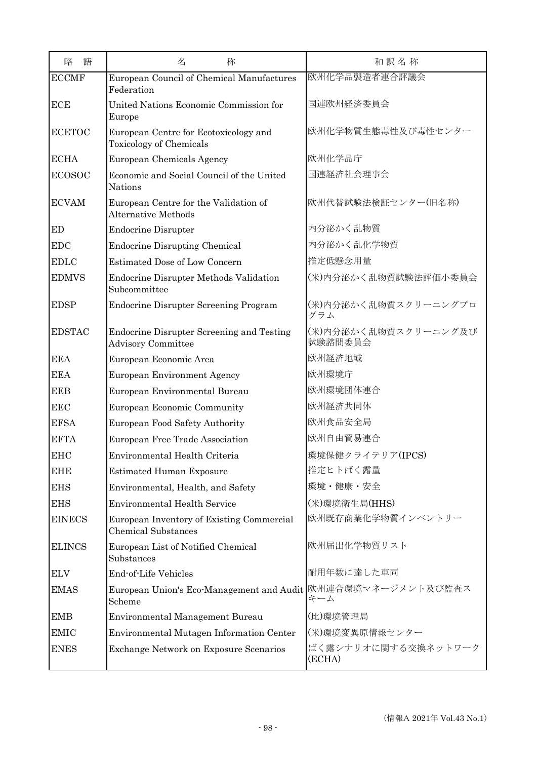| 略　語 | 名　　　称 | 和 訳 名 称 |
| --- | --- | --- |
| ECCMF | European Council of Chemical Manufactures Federation | 欧州化学品製造者連合評議会 |
| ECE | United Nations Economic Commission for Europe | 国連欧州経済委員会 |
| ECETOC | European Centre for Ecotoxicology and Toxicology of Chemicals | 欧州化学物質生態毒性及び毒性センター |
| ECHA | European Chemicals Agency | 欧州化学品庁 |
| ECOSOC | Economic and Social Council of the United Nations | 国連経済社会理事会 |
| ECVAM | European Centre for the Validation of Alternative Methods | 欧州代替試験法検証センター(旧名称) |
| ED | Endocrine Disrupter | 内分泌かく乱物質 |
| EDC | Endocrine Disrupting Chemical | 内分泌かく乱化学物質 |
| EDLC | Estimated Dose of Low Concern | 推定低懸念用量 |
| EDMVS | Endocrine Disrupter Methods Validation Subcommittee | (米)内分泌かく乱物質試験法評価小委員会 |
| EDSP | Endocrine Disrupter Screening Program | (米)内分泌かく乱物質スクリーニングプログラム |
| EDSTAC | Endocrine Disrupter Screening and Testing Advisory Committee | (米)内分泌かく乱物質スクリーニング及び試験諮問委員会 |
| EEA | European Economic Area | 欧州経済地域 |
| EEA | European Environment Agency | 欧州環境庁 |
| EEB | European Environmental Bureau | 欧州環境団体連合 |
| EEC | European Economic Community | 欧州経済共同体 |
| EFSA | European Food Safety Authority | 欧州食品安全局 |
| EFTA | European Free Trade Association | 欧州自由貿易連合 |
| EHC | Environmental Health Criteria | 環境保健クライテリア(IPCS) |
| EHE | Estimated Human Exposure | 推定ヒトばく露量 |
| EHS | Environmental, Health, and Safety | 環境・健康・安全 |
| EHS | Environmental Health Service | (米)環境衛生局(HHS) |
| EINECS | European Inventory of Existing Commercial Chemical Substances | 欧州既存商業化学物質インベントリー |
| ELINCS | European List of Notified Chemical Substances | 欧州届出化学物質リスト |
| ELV | End-of-Life Vehicles | 耐用年数に達した車両 |
| EMAS | European Union's Eco-Management and Audit Scheme | 欧州連合環境マネージメント及び監査スキーム |
| EMB | Environmental Management Bureau | (比)環境管理局 |
| EMIC | Environmental Mutagen Information Center | (米)環境変異原情報センター |
| ENES | Exchange Network on Exposure Scenarios | ばく露シナリオに関する交換ネットワーク(ECHA) |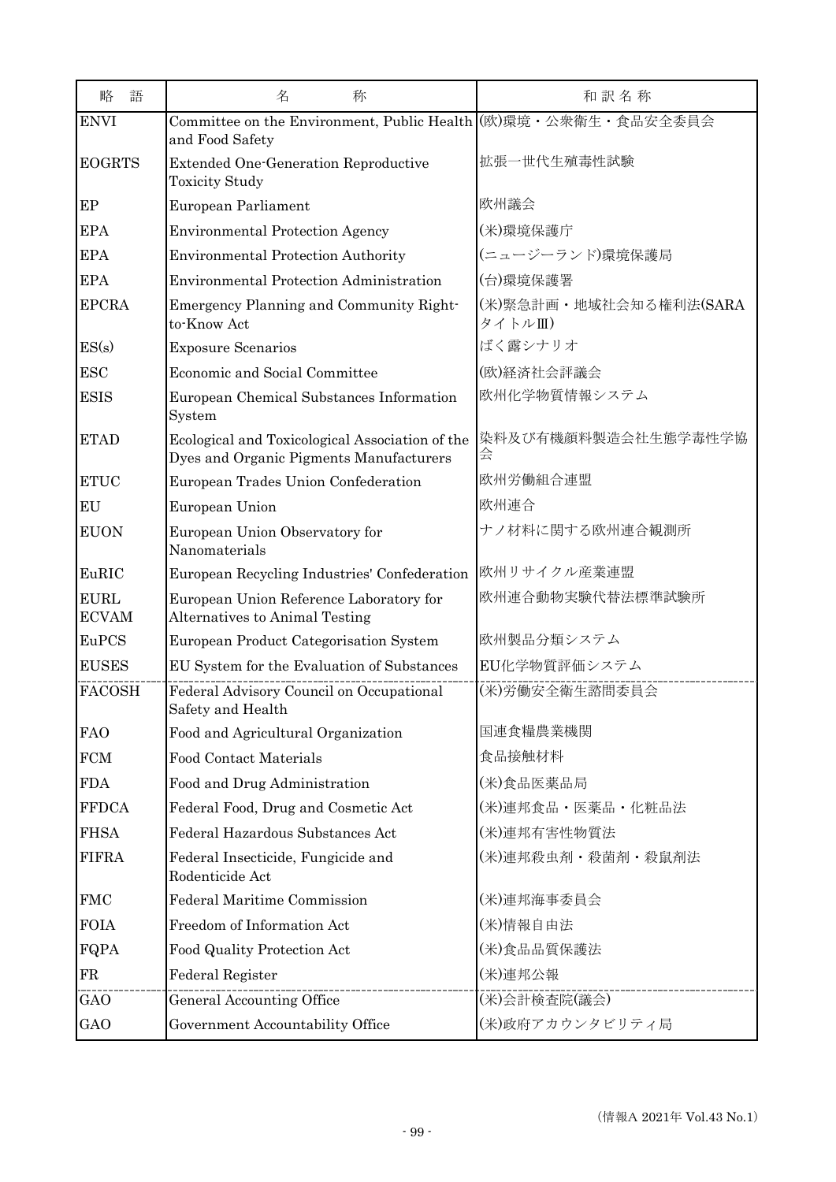| 略　語 | 名　　　称 | 和 訳 名 称 |
|---|---|---|
| ENVI | Committee on the Environment, Public Health and Food Safety | (欧)環境・公衆衛生・食品安全委員会 |
| EOGRTS | Extended One-Generation Reproductive Toxicity Study | 拡張一世代生殖毒性試験 |
| EP | European Parliament | 欧州議会 |
| EPA | Environmental Protection Agency | (米)環境保護庁 |
| EPA | Environmental Protection Authority | (ニュージーランド)環境保護局 |
| EPA | Environmental Protection Administration | (台)環境保護署 |
| EPCRA | Emergency Planning and Community Right-to-Know Act | (米)緊急計画・地域社会知る権利法(SARA タイトルⅢ) |
| ES(s) | Exposure Scenarios | ばく露シナリオ |
| ESC | Economic and Social Committee | (欧)経済社会評議会 |
| ESIS | European Chemical Substances Information System | 欧州化学物質情報システム |
| ETAD | Ecological and Toxicological Association of the Dyes and Organic Pigments Manufacturers | 染料及び有機顔料製造会社生態学毒性学協会 |
| ETUC | European Trades Union Confederation | 欧州労働組合連盟 |
| EU | European Union | 欧州連合 |
| EUON | European Union Observatory for Nanomaterials | ナノ材料に関する欧州連合観測所 |
| EuRIC | European Recycling Industries' Confederation | 欧州リサイクル産業連盟 |
| EURL ECVAM | European Union Reference Laboratory for Alternatives to Animal Testing | 欧州連合動物実験代替法標準試験所 |
| EuPCS | European Product Categorisation System | 欧州製品分類システム |
| EUSES | EU System for the Evaluation of Substances | EU化学物質評価システム |
| FACOSH | Federal Advisory Council on Occupational Safety and Health | (米)労働安全衛生諮問委員会 |
| FAO | Food and Agricultural Organization | 国連食糧農業機関 |
| FCM | Food Contact Materials | 食品接触材料 |
| FDA | Food and Drug Administration | (米)食品医薬品局 |
| FFDCA | Federal Food, Drug and Cosmetic Act | (米)連邦食品・医薬品・化粧品法 |
| FHSA | Federal Hazardous Substances Act | (米)連邦有害性物質法 |
| FIFRA | Federal Insecticide, Fungicide and Rodenticide Act | (米)連邦殺虫剤・殺菌剤・殺鼠剤法 |
| FMC | Federal Maritime Commission | (米)連邦海事委員会 |
| FOIA | Freedom of Information Act | (米)情報自由法 |
| FQPA | Food Quality Protection Act | (米)食品品質保護法 |
| FR | Federal Register | (米)連邦公報 |
| GAO | General Accounting Office | (米)会計検査院(議会) |
| GAO | Government Accountability Office | (米)政府アカウンタビリティ局 |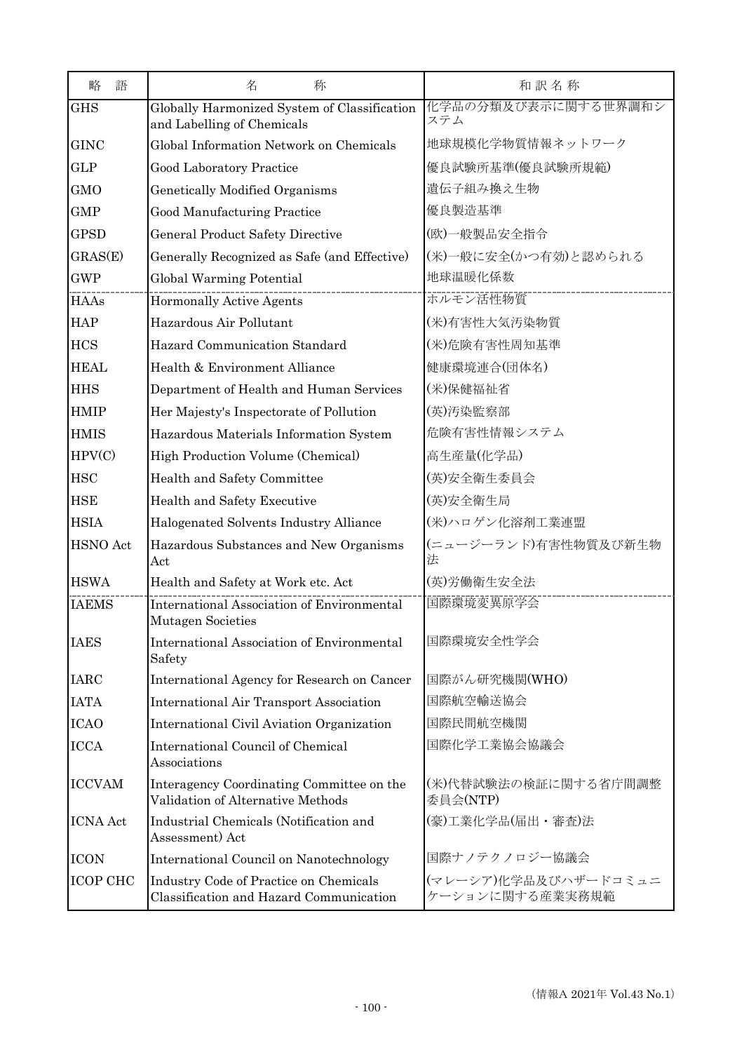| 略　語 | 名　　　称 | 和 訳 名 称 |
|---|---|---|
| GHS | Globally Harmonized System of Classification and Labelling of Chemicals | 化学品の分類及び表示に関する世界調和システム |
| GINC | Global Information Network on Chemicals | 地球規模化学物質情報ネットワーク |
| GLP | Good Laboratory Practice | 優良試験所基準(優良試験所規範) |
| GMO | Genetically Modified Organisms | 遺伝子組み換え生物 |
| GMP | Good Manufacturing Practice | 優良製造基準 |
| GPSD | General Product Safety Directive | (欧)一般製品安全指令 |
| GRAS(E) | Generally Recognized as Safe (and Effective) | (米)一般に安全(かつ有効)と認められる |
| GWP | Global Warming Potential | 地球温暖化係数 |
| HAAs | Hormonally Active Agents | ホルモン活性物質 |
| HAP | Hazardous Air Pollutant | (米)有害性大気汚染物質 |
| HCS | Hazard Communication Standard | (米)危険有害性周知基準 |
| HEAL | Health & Environment Alliance | 健康環境連合(団体名) |
| HHS | Department of Health and Human Services | (米)保健福祉省 |
| HMIP | Her Majesty's Inspectorate of Pollution | (英)汚染監察部 |
| HMIS | Hazardous Materials Information System | 危険有害性情報システム |
| HPV(C) | High Production Volume (Chemical) | 高生産量(化学品) |
| HSC | Health and Safety Committee | (英)安全衛生委員会 |
| HSE | Health and Safety Executive | (英)安全衛生局 |
| HSIA | Halogenated Solvents Industry Alliance | (米)ハロゲン化溶剤工業連盟 |
| HSNO Act | Hazardous Substances and New Organisms Act | (ニュージーランド)有害性物質及び新生物法 |
| HSWA | Health and Safety at Work etc. Act | (英)労働衛生安全法 |
| IAEMS | International Association of Environmental Mutagen Societies | 国際環境変異原学会 |
| IAES | International Association of Environmental Safety | 国際環境安全性学会 |
| IARC | International Agency for Research on Cancer | 国際がん研究機関(WHO) |
| IATA | International Air Transport Association | 国際航空輸送協会 |
| ICAO | International Civil Aviation Organization | 国際民間航空機関 |
| ICCA | International Council of Chemical Associations | 国際化学工業協会協議会 |
| ICCVAM | Interagency Coordinating Committee on the Validation of Alternative Methods | (米)代替試験法の検証に関する省庁間調整委員会(NTP) |
| ICNA Act | Industrial Chemicals (Notification and Assessment) Act | (豪)工業化学品(届出・審査)法 |
| ICON | International Council on Nanotechnology | 国際ナノテクノロジー協議会 |
| ICOP CHC | Industry Code of Practice on Chemicals Classification and Hazard Communication | (マレーシア)化学品及びハザードコミュニケーションに関する産業実務規範 |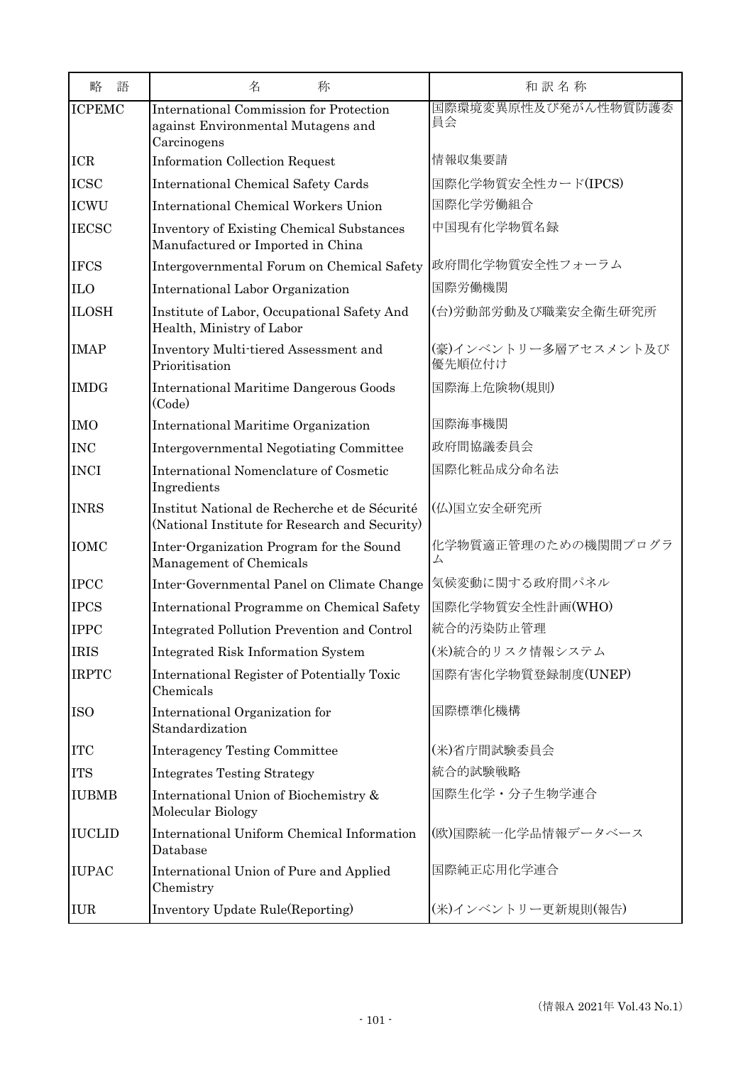| 略　語 | 名　　　称 | 和 訳 名 称 |
| --- | --- | --- |
| ICPEMC | International Commission for Protection against Environmental Mutagens and Carcinogens | 国際環境変異原性及び発がん性物質防護委員会 |
| ICR | Information Collection Request | 情報収集要請 |
| ICSC | International Chemical Safety Cards | 国際化学物質安全性カード(IPCS) |
| ICWU | International Chemical Workers Union | 国際化学労働組合 |
| IECSC | Inventory of Existing Chemical Substances Manufactured or Imported in China | 中国現有化学物質名録 |
| IFCS | Intergovernmental Forum on Chemical Safety | 政府間化学物質安全性フォーラム |
| ILO | International Labor Organization | 国際労働機関 |
| ILOSH | Institute of Labor, Occupational Safety And Health, Ministry of Labor | (台)労動部労動及び職業安全衛生研究所 |
| IMAP | Inventory Multi-tiered Assessment and Prioritisation | (豪)インベントリー多層アセスメント及び優先順位付け |
| IMDG | International Maritime Dangerous Goods (Code) | 国際海上危険物(規則) |
| IMO | International Maritime Organization | 国際海事機関 |
| INC | Intergovernmental Negotiating Committee | 政府間協議委員会 |
| INCI | International Nomenclature of Cosmetic Ingredients | 国際化粧品成分命名法 |
| INRS | Institut National de Recherche et de Sécurité (National Institute for Research and Security) | (仏)国立安全研究所 |
| IOMC | Inter-Organization Program for the Sound Management of Chemicals | 化学物質適正管理のための機関間プログラム |
| IPCC | Inter-Governmental Panel on Climate Change | 気候変動に関する政府間パネル |
| IPCS | International Programme on Chemical Safety | 国際化学物質安全性計画(WHO) |
| IPPC | Integrated Pollution Prevention and Control | 統合的汚染防止管理 |
| IRIS | Integrated Risk Information System | (米)統合的リスク情報システム |
| IRPTC | International Register of Potentially Toxic Chemicals | 国際有害化学物質登録制度(UNEP) |
| ISO | International Organization for Standardization | 国際標準化機構 |
| ITC | Interagency Testing Committee | (米)省庁間試験委員会 |
| ITS | Integrates Testing Strategy | 統合的試験戦略 |
| IUBMB | International Union of Biochemistry & Molecular Biology | 国際生化学・分子生物学連合 |
| IUCLID | International Uniform Chemical Information Database | (欧)国際統一化学品情報データベース |
| IUPAC | International Union of Pure and Applied Chemistry | 国際純正応用化学連合 |
| IUR | Inventory Update Rule(Reporting) | (米)インベントリー更新規則(報告) |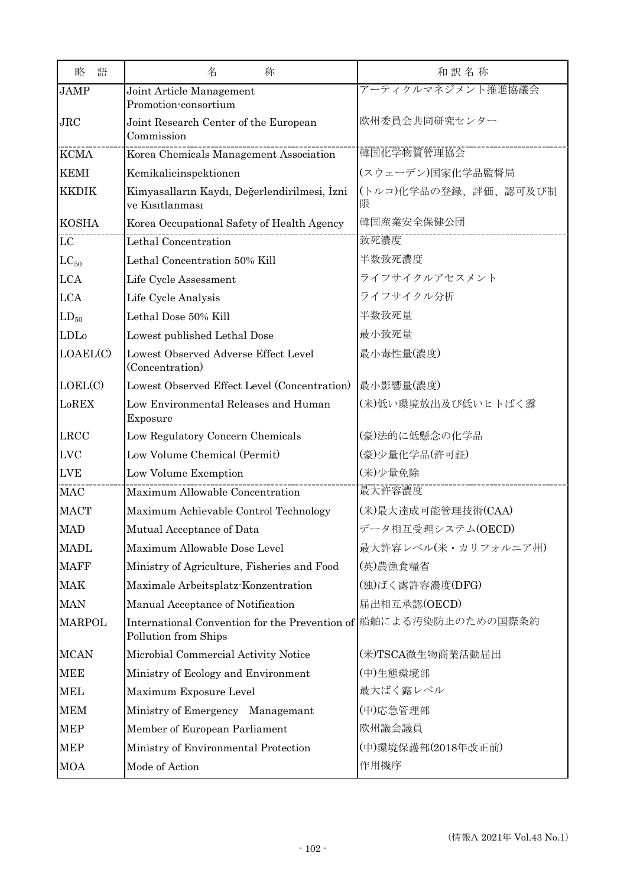| 略　語 | 名　　　称 | 和 訳 名 称 |
|---|---|---|
| JAMP | Joint Article Management Promotion-consortium | アーティクルマネジメント推進協議会 |
| JRC | Joint Research Center of the European Commission | 欧州委員会共同研究センター |
| KCMA | Korea Chemicals Management Association | 韓国化学物質管理協会 |
| KEMI | Kemikalieinspektionen | (スウェーデン)国家化学品監督局 |
| KKDIK | Kimyasalların Kaydı, Değerlendirilmesi, İzni ve Kısıtlanması | (トルコ)化学品の登録、評価、認可及び制限 |
| KOSHA | Korea Occupational Safety of Health Agency | 韓国産業安全保健公団 |
| LC | Lethal Concentration | 致死濃度 |
| $LC_{50}$ | Lethal Concentration 50% Kill | 半数致死濃度 |
| LCA | Life Cycle Assessment | ライフサイクルアセスメント |
| LCA | Life Cycle Analysis | ライフサイクル分析 |
| $LD_{50}$ | Lethal Dose 50% Kill | 半数致死量 |
| LDLo | Lowest published Lethal Dose | 最小致死量 |
| LOAEL(C) | Lowest Observed Adverse Effect Level (Concentration) | 最小毒性量(濃度) |
| LOEL(C) | Lowest Observed Effect Level (Concentration) | 最小影響量(濃度) |
| LoREX | Low Environmental Releases and Human Exposure | (米)低い環境放出及び低いヒトばく露 |
| LRCC | Low Regulatory Concern Chemicals | (豪)法的に低懸念の化学品 |
| LVC | Low Volume Chemical (Permit) | (豪)少量化学品(許可証) |
| LVE | Low Volume Exemption | (米)少量免除 |
| MAC | Maximum Allowable Concentration | 最大許容濃度 |
| MACT | Maximum Achievable Control Technology | (米)最大達成可能管理技術(CAA) |
| MAD | Mutual Acceptance of Data | データ相互受理システム(OECD) |
| MADL | Maximum Allowable Dose Level | 最大許容レベル(米・カリフォルニア州) |
| MAFF | Ministry of Agriculture, Fisheries and Food | (英)農漁食糧省 |
| MAK | Maximale Arbeitsplatz-Konzentration | (独)ばく露許容濃度(DFG) |
| MAN | Manual Acceptance of Notification | 届出相互承認(OECD) |
| MARPOL | International Convention for the Prevention of Pollution from Ships | 船舶による汚染防止のための国際条約 |
| MCAN | Microbial Commercial Activity Notice | (米)TSCA微生物商業活動届出 |
| MEE | Ministry of Ecology and Environment | (中)生態環境部 |
| MEL | Maximum Exposure Level | 最大ばく露レベル |
| MEM | Ministry of Emergency　Managemant | (中)応急管理部 |
| MEP | Member of European Parliament | 欧州議会議員 |
| MEP | Ministry of Environmental Protection | (中)環境保護部(2018年改正前) |
| MOA | Mode of Action | 作用機序 |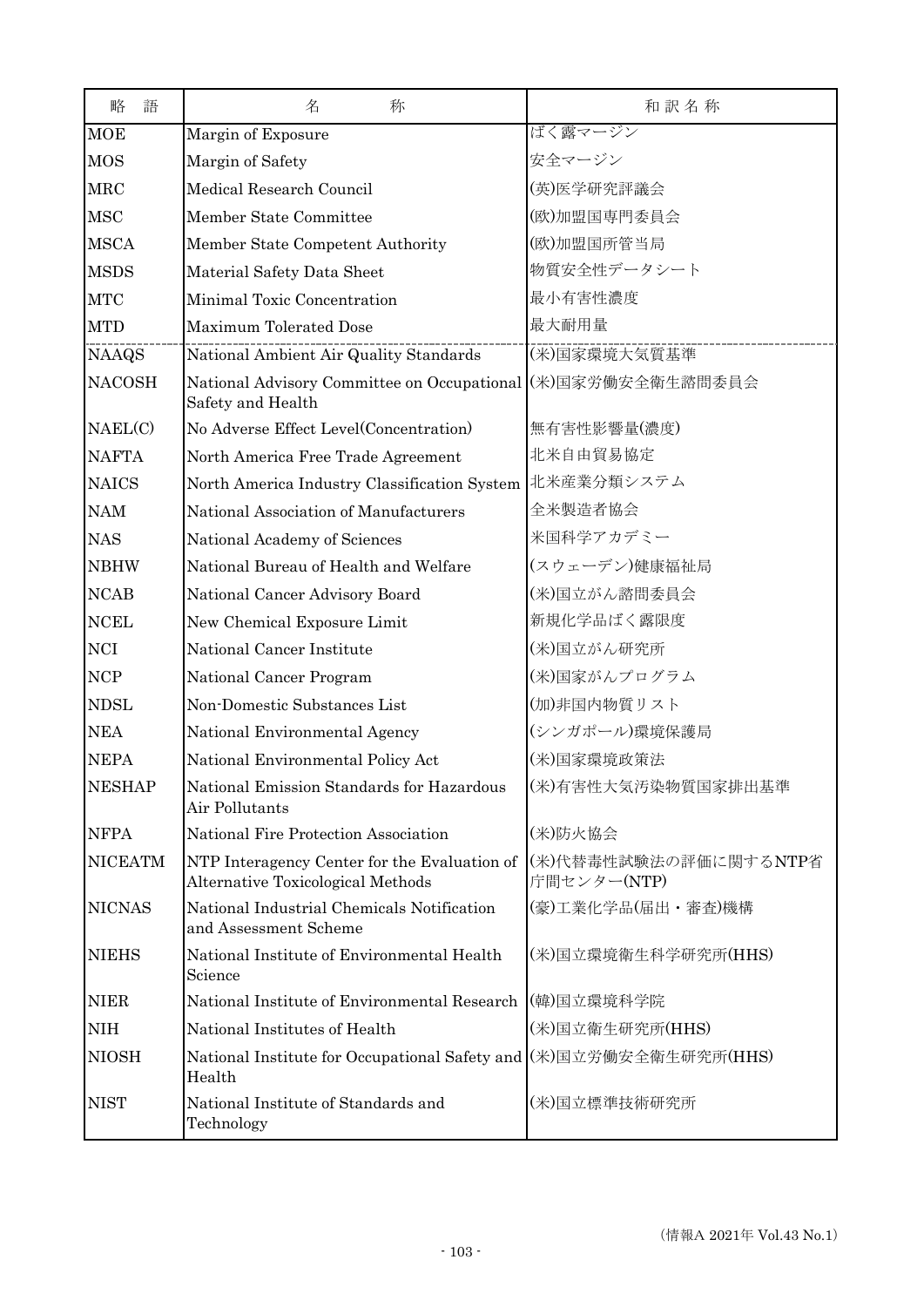| 略　語 | 名　　　称 | 和 訳 名 称 |
| --- | --- | --- |
| MOE | Margin of Exposure | ばく露マージン |
| MOS | Margin of Safety | 安全マージン |
| MRC | Medical Research Council | (英)医学研究評議会 |
| MSC | Member State Committee | (欧)加盟国専門委員会 |
| MSCA | Member State Competent Authority | (欧)加盟国所管当局 |
| MSDS | Material Safety Data Sheet | 物質安全性データシート |
| MTC | Minimal Toxic Concentration | 最小有害性濃度 |
| MTD | Maximum Tolerated Dose | 最大耐用量 |
| NAAQS | National Ambient Air Quality Standards | (米)国家環境大気質基準 |
| NACOSH | National Advisory Committee on Occupational Safety and Health | (米)国家労働安全衛生諮問委員会 |
| NAEL(C) | No Adverse Effect Level(Concentration) | 無有害性影響量(濃度) |
| NAFTA | North America Free Trade Agreement | 北米自由貿易協定 |
| NAICS | North America Industry Classification System | 北米産業分類システム |
| NAM | National Association of Manufacturers | 全米製造者協会 |
| NAS | National Academy of Sciences | 米国科学アカデミー |
| NBHW | National Bureau of Health and Welfare | (スウェーデン)健康福祉局 |
| NCAB | National Cancer Advisory Board | (米)国立がん諮問委員会 |
| NCEL | New Chemical Exposure Limit | 新規化学品ばく露限度 |
| NCI | National Cancer Institute | (米)国立がん研究所 |
| NCP | National Cancer Program | (米)国家がんプログラム |
| NDSL | Non-Domestic Substances List | (加)非国内物質リスト |
| NEA | National Environmental Agency | (シンガポール)環境保護局 |
| NEPA | National Environmental Policy Act | (米)国家環境政策法 |
| NESHAP | National Emission Standards for Hazardous Air Pollutants | (米)有害性大気汚染物質国家排出基準 |
| NFPA | National Fire Protection Association | (米)防火協会 |
| NICEATM | NTP Interagency Center for the Evaluation of Alternative Toxicological Methods | (米)代替毒性試験法の評価に関するNTP省庁間センター(NTP) |
| NICNAS | National Industrial Chemicals Notification and Assessment Scheme | (豪)工業化学品(届出・審査)機構 |
| NIEHS | National Institute of Environmental Health Science | (米)国立環境衛生科学研究所(HHS) |
| NIER | National Institute of Environmental Research | (韓)国立環境科学院 |
| NIH | National Institutes of Health | (米)国立衛生研究所(HHS) |
| NIOSH | National Institute for Occupational Safety and Health | (米)国立労働安全衛生研究所(HHS) |
| NIST | National Institute of Standards and Technology | (米)国立標準技術研究所 |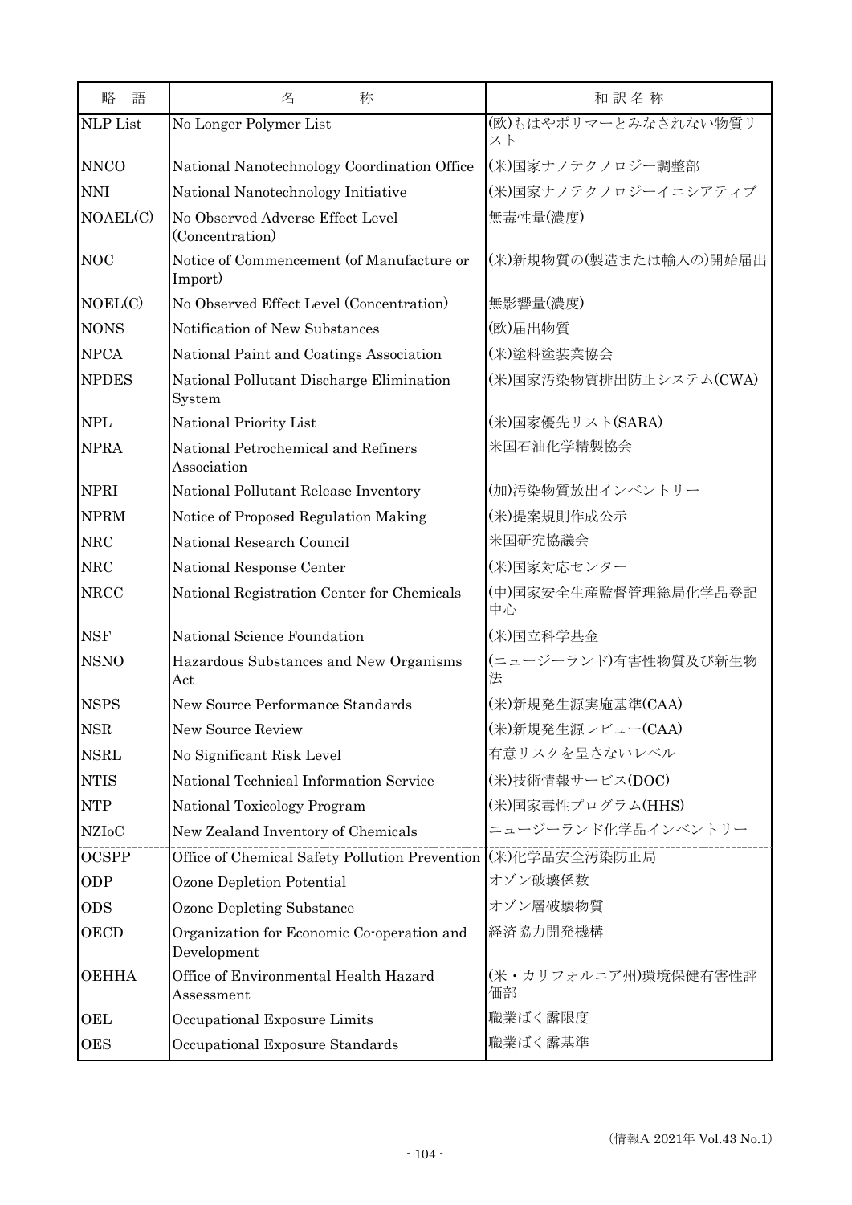| 略　語 | 名　　　称 | 和 訳 名 称 |
|---|---|---|
| NLP List | No Longer Polymer List | (欧)もはやポリマーとみなされない物質リスト |
| NNCO | National Nanotechnology Coordination Office | (米)国家ナノテクノロジー調整部 |
| NNI | National Nanotechnology Initiative | (米)国家ナノテクノロジーイニシアティブ |
| NOAEL(C) | No Observed Adverse Effect Level (Concentration) | 無毒性量(濃度) |
| NOC | Notice of Commencement (of Manufacture or Import) | (米)新規物質の(製造または輸入の)開始届出 |
| NOEL(C) | No Observed Effect Level (Concentration) | 無影響量(濃度) |
| NONS | Notification of New Substances | (欧)届出物質 |
| NPCA | National Paint and Coatings Association | (米)塗料塗装業協会 |
| NPDES | National Pollutant Discharge Elimination System | (米)国家汚染物質排出防止システム(CWA) |
| NPL | National Priority List | (米)国家優先リスト(SARA) |
| NPRA | National Petrochemical and Refiners Association | 米国石油化学精製協会 |
| NPRI | National Pollutant Release Inventory | (加)汚染物質放出インベントリー |
| NPRM | Notice of Proposed Regulation Making | (米)提案規則作成公示 |
| NRC | National Research Council | 米国研究協議会 |
| NRC | National Response Center | (米)国家対応センター |
| NRCC | National Registration Center for Chemicals | (中)国家安全生産監督管理総局化学品登記中心 |
| NSF | National Science Foundation | (米)国立科学基金 |
| NSNO | Hazardous Substances and New Organisms Act | (ニュージーランド)有害性物質及び新生物法 |
| NSPS | New Source Performance Standards | (米)新規発生源実施基準(CAA) |
| NSR | New Source Review | (米)新規発生源レビュー(CAA) |
| NSRL | No Significant Risk Level | 有意リスクを呈さないレベル |
| NTIS | National Technical Information Service | (米)技術情報サービス(DOC) |
| NTP | National Toxicology Program | (米)国家毒性プログラム(HHS) |
| NZIoC | New Zealand Inventory of Chemicals | ニュージーランド化学品インベントリー |
| OCSPP | Office of Chemical Safety Pollution Prevention | (米)化学品安全汚染防止局 |
| ODP | Ozone Depletion Potential | オゾン破壊係数 |
| ODS | Ozone Depleting Substance | オゾン層破壊物質 |
| OECD | Organization for Economic Co-operation and Development | 経済協力開発機構 |
| OEHHA | Office of Environmental Health Hazard Assessment | (米・カリフォルニア州)環境保健有害性評価部 |
| OEL | Occupational Exposure Limits | 職業ばく露限度 |
| OES | Occupational Exposure Standards | 職業ばく露基準 |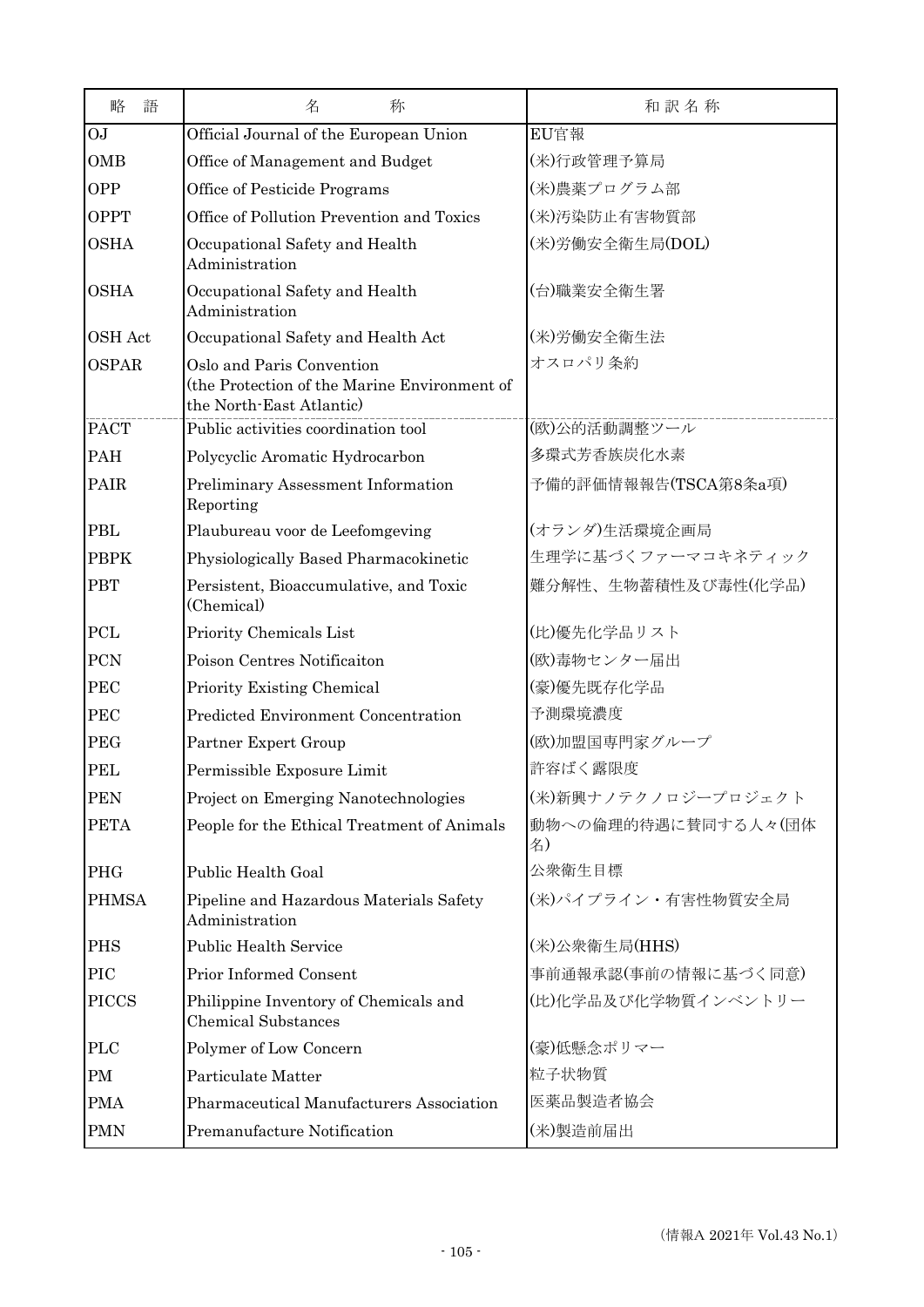| 略　語 | 名　　　称 | 和 訳 名 称 |
|---|---|---|
| OJ | Official Journal of the European Union | EU官報 |
| OMB | Office of Management and Budget | (米)行政管理予算局 |
| OPP | Office of Pesticide Programs | (米)農薬プログラム部 |
| OPPT | Office of Pollution Prevention and Toxics | (米)汚染防止有害物質部 |
| OSHA | Occupational Safety and Health Administration | (米)労働安全衛生局(DOL) |
| OSHA | Occupational Safety and Health Administration | (台)職業安全衛生署 |
| OSH Act | Occupational Safety and Health Act | (米)労働安全衛生法 |
| OSPAR | Oslo and Paris Convention (the Protection of the Marine Environment of the North-East Atlantic) | オスロパリ条約 |
| PACT | Public activities coordination tool | (欧)公的活動調整ツール |
| PAH | Polycyclic Aromatic Hydrocarbon | 多環式芳香族炭化水素 |
| PAIR | Preliminary Assessment Information Reporting | 予備的評価情報報告(TSCA第8条a項) |
| PBL | Plaubureau voor de Leefomgeving | (オランダ)生活環境企画局 |
| PBPK | Physiologically Based Pharmacokinetic | 生理学に基づくファーマコキネティック |
| PBT | Persistent, Bioaccumulative, and Toxic (Chemical) | 難分解性、生物蓄積性及び毒性(化学品) |
| PCL | Priority Chemicals List | (比)優先化学品リスト |
| PCN | Poison Centres Notificaiton | (欧)毒物センター届出 |
| PEC | Priority Existing Chemical | (豪)優先既存化学品 |
| PEC | Predicted Environment Concentration | 予測環境濃度 |
| PEG | Partner Expert Group | (欧)加盟国専門家グループ |
| PEL | Permissible Exposure Limit | 許容ばく露限度 |
| PEN | Project on Emerging Nanotechnologies | (米)新興ナノテクノロジープロジェクト |
| PETA | People for the Ethical Treatment of Animals | 動物への倫理的待遇に賛同する人々(団体名) |
| PHG | Public Health Goal | 公衆衛生目標 |
| PHMSA | Pipeline and Hazardous Materials Safety Administration | (米)パイプライン・有害性物質安全局 |
| PHS | Public Health Service | (米)公衆衛生局(HHS) |
| PIC | Prior Informed Consent | 事前通報承認(事前の情報に基づく同意) |
| PICCS | Philippine Inventory of Chemicals and Chemical Substances | (比)化学品及び化学物質インベントリー |
| PLC | Polymer of Low Concern | (豪)低懸念ポリマー |
| PM | Particulate Matter | 粒子状物質 |
| PMA | Pharmaceutical Manufacturers Association | 医薬品製造者協会 |
| PMN | Premanufacture Notification | (米)製造前届出 |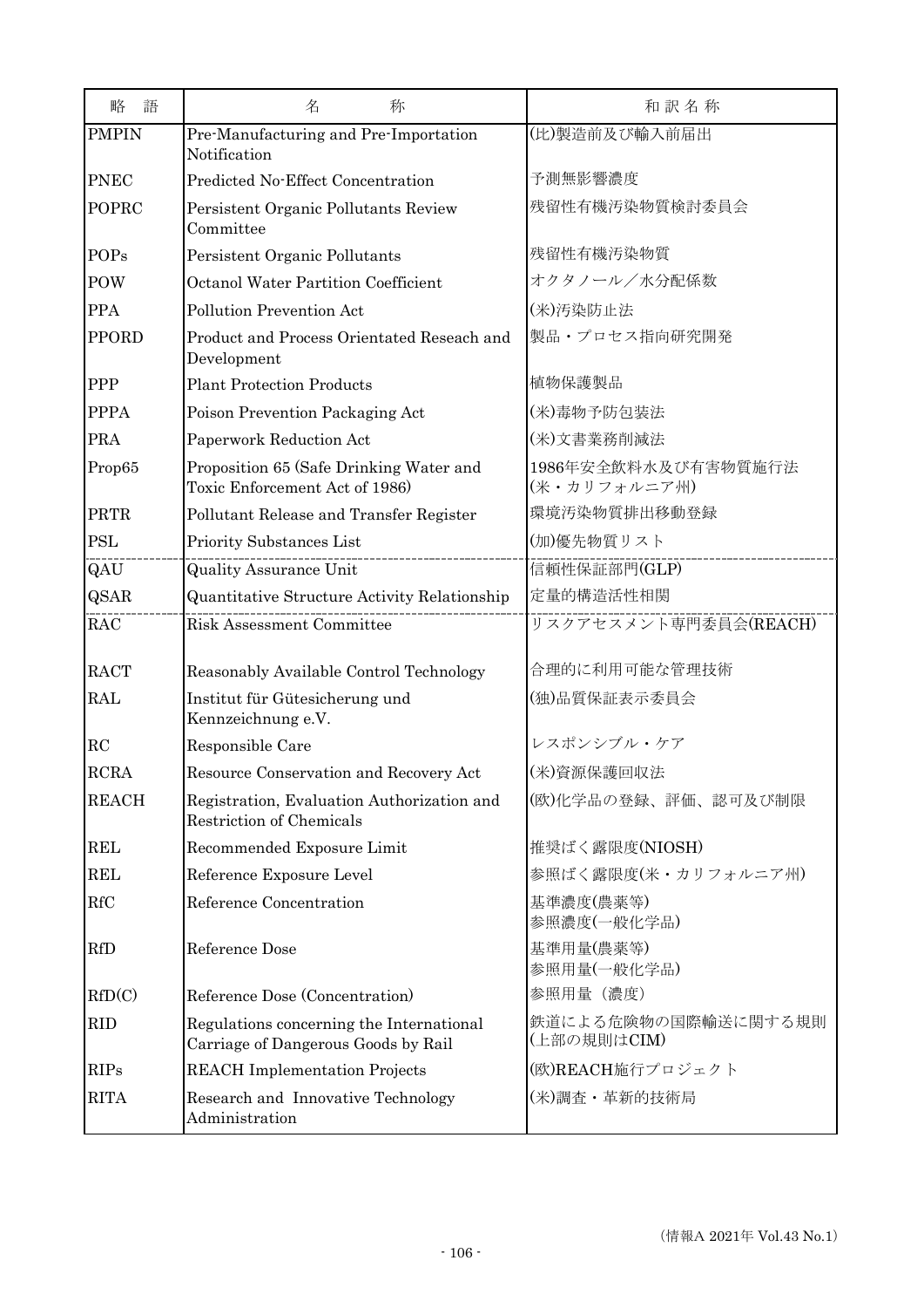| 略　語 | 名　　称 | 和 訳 名 称 |
|---|---|---|
| PMPIN | Pre-Manufacturing and Pre-Importation Notification | (比)製造前及び輸入前届出 |
| PNEC | Predicted No-Effect Concentration | 予測無影響濃度 |
| POPRC | Persistent Organic Pollutants Review Committee | 残留性有機汚染物質検討委員会 |
| POPs | Persistent Organic Pollutants | 残留性有機汚染物質 |
| POW | Octanol Water Partition Coefficient | オクタノール／水分配係数 |
| PPA | Pollution Prevention Act | (米)汚染防止法 |
| PPORD | Product and Process Orientated Reseach and Development | 製品・プロセス指向研究開発 |
| PPP | Plant Protection Products | 植物保護製品 |
| PPPA | Poison Prevention Packaging Act | (米)毒物予防包装法 |
| PRA | Paperwork Reduction Act | (米)文書業務削減法 |
| Prop65 | Proposition 65 (Safe Drinking Water and Toxic Enforcement Act of 1986) | 1986年安全飲料水及び有害物質施行法 (米・カリフォルニア州) |
| PRTR | Pollutant Release and Transfer Register | 環境汚染物質排出移動登録 |
| PSL | Priority Substances List | (加)優先物質リスト |
| QAU | Quality Assurance Unit | 信頼性保証部門(GLP) |
| QSAR | Quantitative Structure Activity Relationship | 定量的構造活性相関 |
| RAC | Risk Assessment Committee | リスクアセスメント専門委員会(REACH) |
| RACT | Reasonably Available Control Technology | 合理的に利用可能な管理技術 |
| RAL | Institut für Gütesicherung und Kennzeichnung e.V. | (独)品質保証表示委員会 |
| RC | Responsible Care | レスポンシブル・ケア |
| RCRA | Resource Conservation and Recovery Act | (米)資源保護回収法 |
| REACH | Registration, Evaluation Authorization and Restriction of Chemicals | (欧)化学品の登録、評価、認可及び制限 |
| REL | Recommended Exposure Limit | 推奨ばく露限度(NIOSH) |
| REL | Reference Exposure Level | 参照ばく露限度(米・カリフォルニア州) |
| RfC | Reference Concentration | 基準濃度(農薬等)<br>参照濃度(一般化学品) |
| RfD | Reference Dose | 基準用量(農薬等)<br>参照用量(一般化学品) |
| RfD(C) | Reference Dose (Concentration) | 参照用量（濃度） |
| RID | Regulations concerning the International Carriage of Dangerous Goods by Rail | 鉄道による危険物の国際輸送に関する規則 (上部の規則はCIM) |
| RIPs | REACH Implementation Projects | (欧)REACH施行プロジェクト |
| RITA | Research and Innovative Technology Administration | (米)調査・革新的技術局 |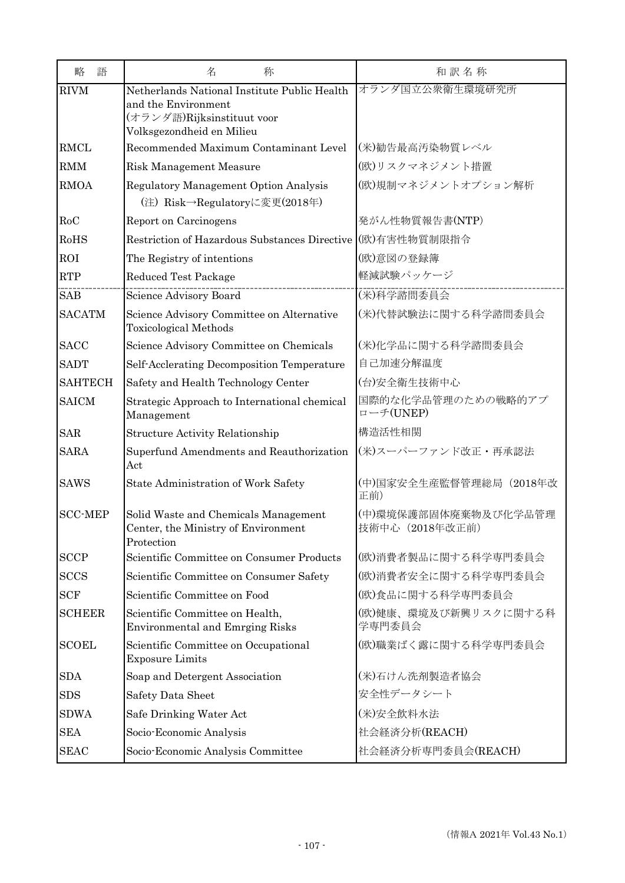| 略　語 | 名　　　称 | 和 訳 名 称 |
|---|---|---|
| RIVM | Netherlands National Institute Public Health and the Environment<br>(オランダ語)Rijksinstituut voor Volksgezondheid en Milieu | オランダ国立公衆衛生環境研究所 |
| RMCL | Recommended Maximum Contaminant Level | (米)勧告最高汚染物質レベル |
| RMM | Risk Management Measure | (欧)リスクマネジメント措置 |
| RMOA | Regulatory Management Option Analysis<br>(注) Risk→Regulatoryに変更(2018年) | (欧)規制マネジメントオプション解析 |
| RoC | Report on Carcinogens | 発がん性物質報告書(NTP) |
| RoHS | Restriction of Hazardous Substances Directive | (欧)有害性物質制限指令 |
| ROI | The Registry of intentions | (欧)意図の登録簿 |
| RTP | Reduced Test Package | 軽減試験パッケージ |
| SAB | Science Advisory Board | (米)科学諮問委員会 |
| SACATM | Science Advisory Committee on Alternative Toxicological Methods | (米)代替試験法に関する科学諮問委員会 |
| SACC | Science Advisory Committee on Chemicals | (米)化学品に関する科学諮問委員会 |
| SADT | Self-Acclerating Decomposition Temperature | 自己加速分解温度 |
| SAHTECH | Safety and Health Technology Center | (台)安全衛生技術中心 |
| SAICM | Strategic Approach to International chemical Management | 国際的な化学品管理のための戦略的アプローチ(UNEP) |
| SAR | Structure Activity Relationship | 構造活性相関 |
| SARA | Superfund Amendments and Reauthorization Act | (米)スーパーファンド改正・再承認法 |
| SAWS | State Administration of Work Safety | (中)国家安全生産監督管理総局（2018年改正前） |
| SCC-MEP | Solid Waste and Chemicals Management Center, the Ministry of Environment Protection | (中)環境保護部固体廃棄物及び化学品管理技術中心（2018年改正前） |
| SCCP | Scientific Committee on Consumer Products | (欧)消費者製品に関する科学専門委員会 |
| SCCS | Scientific Committee on Consumer Safety | (欧)消費者安全に関する科学専門委員会 |
| SCF | Scientific Committee on Food | (欧)食品に関する科学専門委員会 |
| SCHEER | Scientific Committee on Health, Environmental and Emrging Risks | (欧)健康、環境及び新興リスクに関する科学専門委員会 |
| SCOEL | Scientific Committee on Occupational Exposure Limits | (欧)職業ばく露に関する科学専門委員会 |
| SDA | Soap and Detergent Association | (米)石けん洗剤製造者協会 |
| SDS | Safety Data Sheet | 安全性データシート |
| SDWA | Safe Drinking Water Act | (米)安全飲料水法 |
| SEA | Socio-Economic Analysis | 社会経済分析(REACH) |
| SEAC | Socio-Economic Analysis Committee | 社会経済分析専門委員会(REACH) |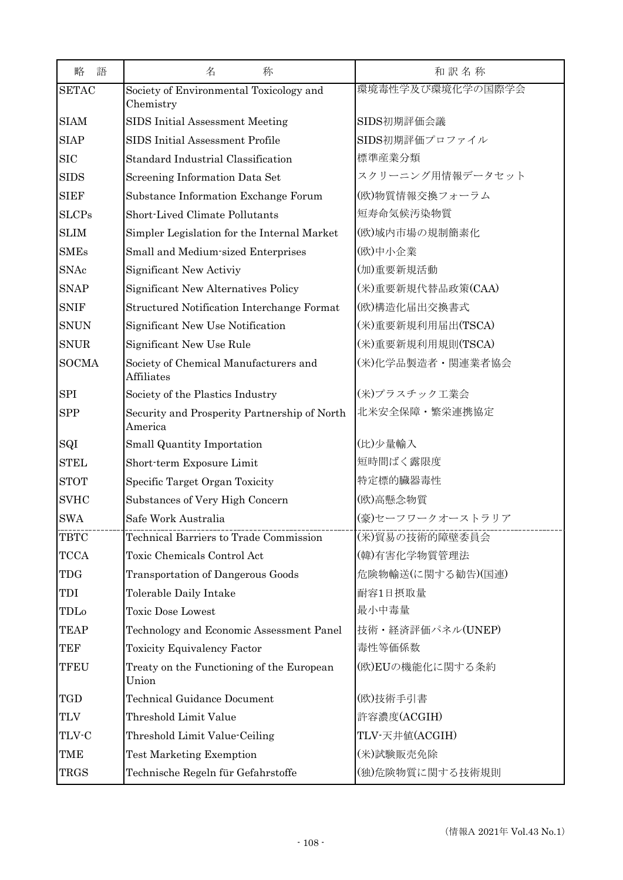| 略　語 | 名　　　　称 | 和 訳 名 称 |
|---|---|---|
| SETAC | Society of Environmental Toxicology and Chemistry | 環境毒性学及び環境化学の国際学会 |
| SIAM | SIDS Initial Assessment Meeting | SIDS初期評価会議 |
| SIAP | SIDS Initial Assessment Profile | SIDS初期評価プロファイル |
| SIC | Standard Industrial Classification | 標準産業分類 |
| SIDS | Screening Information Data Set | スクリーニング用情報データセット |
| SIEF | Substance Information Exchange Forum | (欧)物質情報交換フォーラム |
| SLCPs | Short-Lived Climate Pollutants | 短寿命気候汚染物質 |
| SLIM | Simpler Legislation for the Internal Market | (欧)域内市場の規制簡素化 |
| SMEs | Small and Medium-sized Enterprises | (欧)中小企業 |
| SNAc | Significant New Activiy | (加)重要新規活動 |
| SNAP | Significant New Alternatives Policy | (米)重要新規代替品政策(CAA) |
| SNIF | Structured Notification Interchange Format | (欧)構造化届出交換書式 |
| SNUN | Significant New Use Notification | (米)重要新規利用届出(TSCA) |
| SNUR | Significant New Use Rule | (米)重要新規利用規則(TSCA) |
| SOCMA | Society of Chemical Manufacturers and Affiliates | (米)化学品製造者・関連業者協会 |
| SPI | Society of the Plastics Industry | (米)プラスチック工業会 |
| SPP | Security and Prosperity Partnership of North America | 北米安全保障・繁栄連携協定 |
| SQI | Small Quantity Importation | (比)少量輸入 |
| STEL | Short-term Exposure Limit | 短時間ばく露限度 |
| STOT | Specific Target Organ Toxicity | 特定標的臓器毒性 |
| SVHC | Substances of Very High Concern | (欧)高懸念物質 |
| SWA | Safe Work Australia | (豪)セーフワークオーストラリア |
| TBTC | Technical Barriers to Trade Commission | (米)貿易の技術的障壁委員会 |
| TCCA | Toxic Chemicals Control Act | (韓)有害化学物質管理法 |
| TDG | Transportation of Dangerous Goods | 危険物輸送(に関する勧告)(国連) |
| TDI | Tolerable Daily Intake | 耐容1日摂取量 |
| TDLo | Toxic Dose Lowest | 最小中毒量 |
| TEAP | Technology and Economic Assessment Panel | 技術・経済評価パネル(UNEP) |
| TEF | Toxicity Equivalency Factor | 毒性等価係数 |
| TFEU | Treaty on the Functioning of the European Union | (欧)EUの機能化に関する条約 |
| TGD | Technical Guidance Document | (欧)技術手引書 |
| TLV | Threshold Limit Value | 許容濃度(ACGIH) |
| TLV-C | Threshold Limit Value-Ceiling | TLV-天井値(ACGIH) |
| TME | Test Marketing Exemption | (米)試験販売免除 |
| TRGS | Technische Regeln für Gefahrstoffe | (独)危険物質に関する技術規則 |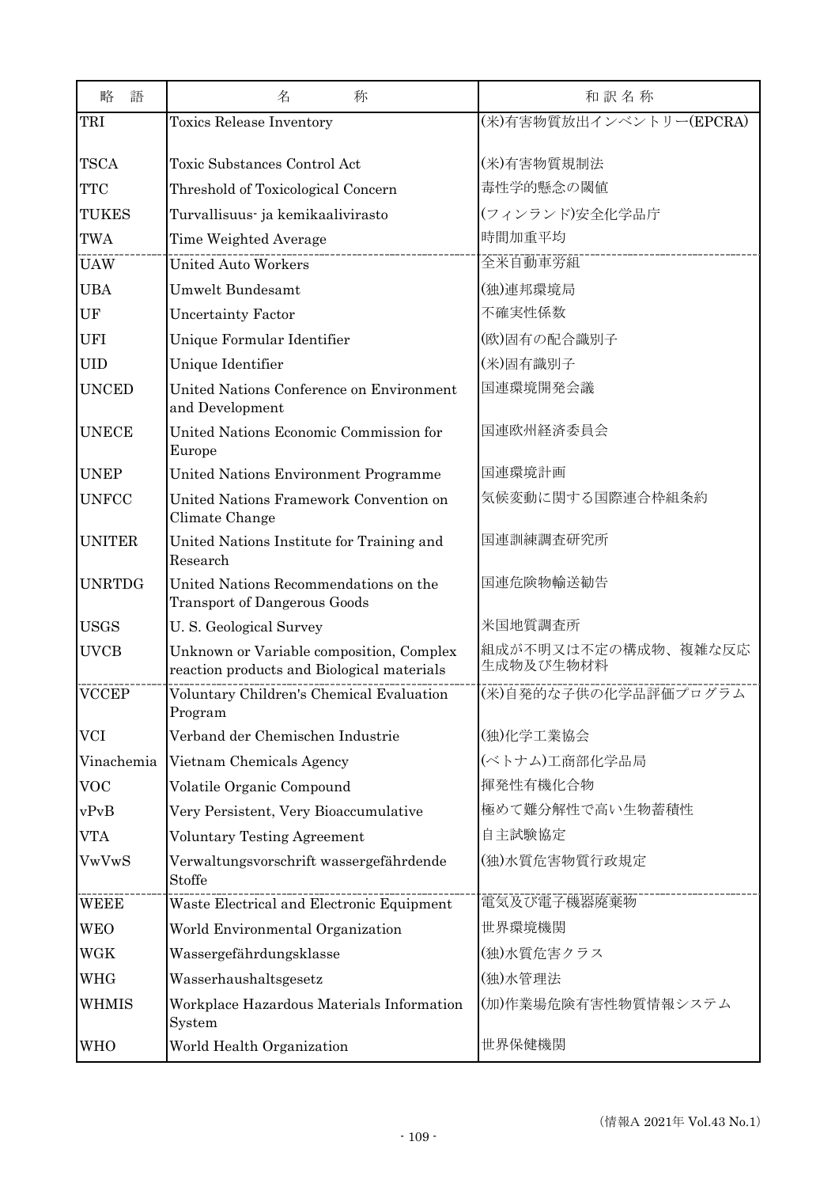| 略　語 | 名　　　称 | 和 訳 名 称 |
|---|---|---|
| TRI | Toxics Release Inventory | (米)有害物質放出インベントリー(EPCRA) |
| TSCA | Toxic Substances Control Act | (米)有害物質規制法 |
| TTC | Threshold of Toxicological Concern | 毒性学的懸念の閾値 |
| TUKES | Turvallisuus- ja kemikaalivirasto | (フィンランド)安全化学品庁 |
| TWA | Time Weighted Average | 時間加重平均 |
| UAW | United Auto Workers | 全米自動車労組 |
| UBA | Umwelt Bundesamt | (独)連邦環境局 |
| UF | Uncertainty Factor | 不確実性係数 |
| UFI | Unique Formular Identifier | (欧)固有の配合識別子 |
| UID | Unique Identifier | (米)固有識別子 |
| UNCED | United Nations Conference on Environment and Development | 国連環境開発会議 |
| UNECE | United Nations Economic Commission for Europe | 国連欧州経済委員会 |
| UNEP | United Nations Environment Programme | 国連環境計画 |
| UNFCC | United Nations Framework Convention on Climate Change | 気候変動に関する国際連合枠組条約 |
| UNITER | United Nations Institute for Training and Research | 国連訓練調査研究所 |
| UNRTDG | United Nations Recommendations on the Transport of Dangerous Goods | 国連危険物輸送勧告 |
| USGS | U. S. Geological Survey | 米国地質調査所 |
| UVCB | Unknown or Variable composition, Complex reaction products and Biological materials | 組成が不明又は不定の構成物、複雑な反応生成物及び生物材料 |
| VCCEP | Voluntary Children's Chemical Evaluation Program | (米)自発的な子供の化学品評価プログラム |
| VCI | Verband der Chemischen Industrie | (独)化学工業協会 |
| Vinachemia | Vietnam Chemicals Agency | (ベトナム)工商部化学品局 |
| VOC | Volatile Organic Compound | 揮発性有機化合物 |
| vPvB | Very Persistent, Very Bioaccumulative | 極めて難分解性で高い生物蓄積性 |
| VTA | Voluntary Testing Agreement | 自主試験協定 |
| VwVwS | Verwaltungsvorschrift wassergefährdende Stoffe | (独)水質危害物質行政規定 |
| WEEE | Waste Electrical and Electronic Equipment | 電気及び電子機器廃棄物 |
| WEO | World Environmental Organization | 世界環境機関 |
| WGK | Wassergefährdungsklasse | (独)水質危害クラス |
| WHG | Wasserhaushaltsgesetz | (独)水管理法 |
| WHMIS | Workplace Hazardous Materials Information System | (加)作業場危険有害性物質情報システム |
| WHO | World Health Organization | 世界保健機関 |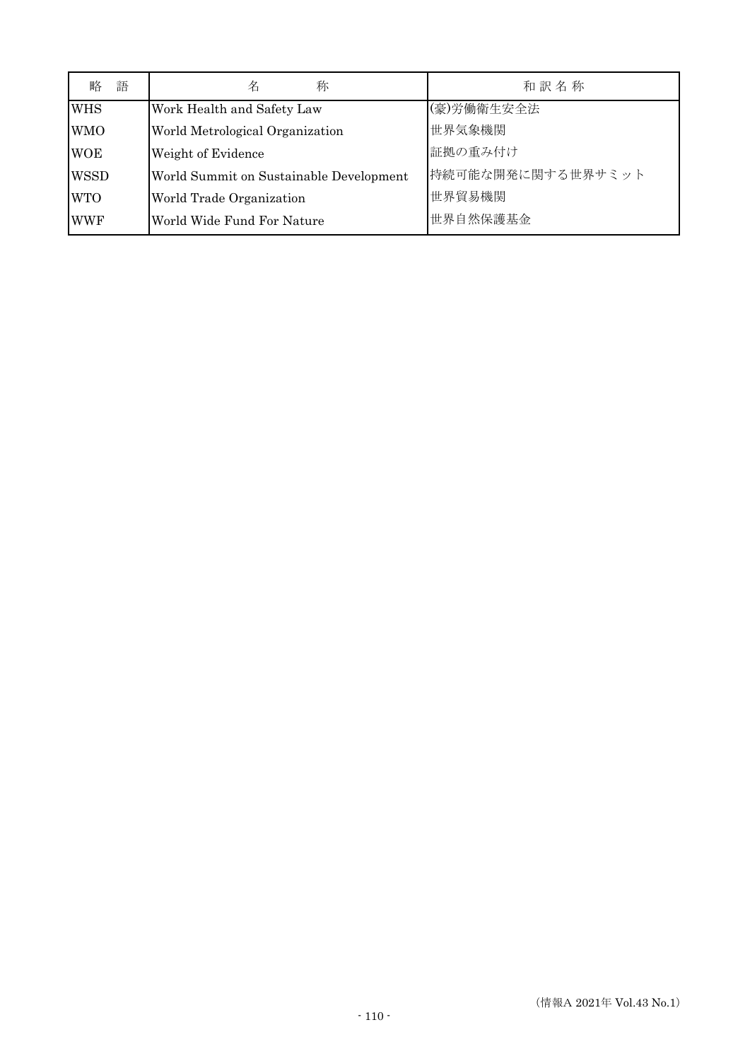| 略　語 | 名　　　称 | 和 訳 名 称 |
| --- | --- | --- |
| WHS | Work Health and Safety Law | (豪)労働衛生安全法 |
| WMO | World Metrological Organization | 世界気象機関 |
| WOE | Weight of Evidence | 証拠の重み付け |
| WSSD | World Summit on Sustainable Development | 持続可能な開発に関する世界サミット |
| WTO | World Trade Organization | 世界貿易機関 |
| WWF | World Wide Fund For Nature | 世界自然保護基金 |